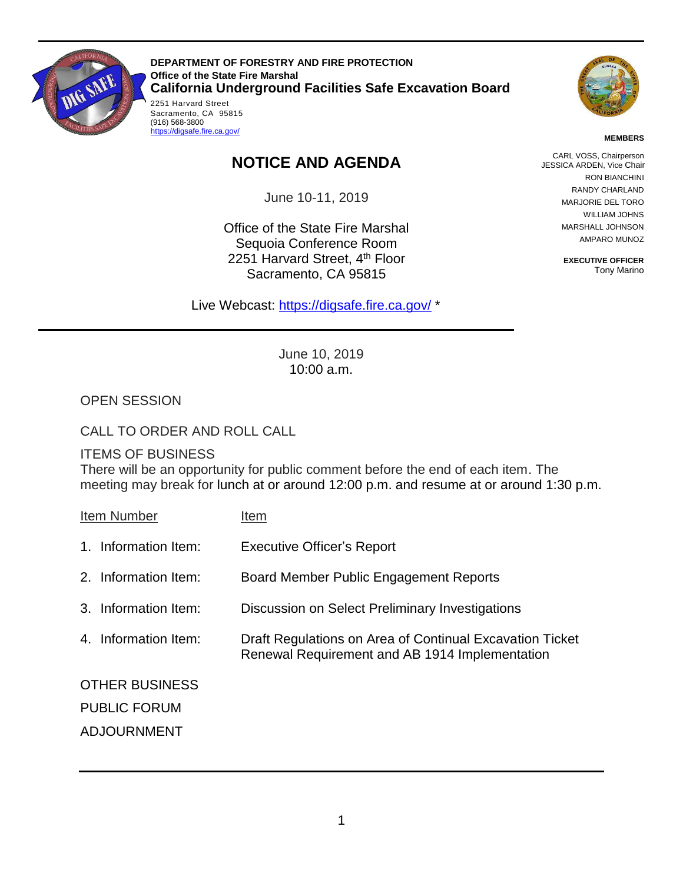**DEPARTMENT OF FORESTRY AND FIRE PROTECTION**
**Office of the State Fire Marshal**
**California Underground Facilities Safe Excavation Board**

2251 Harvard Street
Sacramento, CA 95815
(916) 568-3800
https://digsafe.fire.ca.gov/

**MEMBERS**

CARL VOSS, Chairperson
JESSICA ARDEN, Vice Chair
RON BIANCHINI
RANDY CHARLAND
MARJORIE DEL TORO
WILLIAM JOHNS
MARSHALL JOHNSON
AMPARO MUNOZ

**EXECUTIVE OFFICER**
Tony Marino

# NOTICE AND AGENDA

June 10-11, 2019

Office of the State Fire Marshal
Sequoia Conference Room
2251 Harvard Street, 4th Floor
Sacramento, CA 95815

Live Webcast: https://digsafe.fire.ca.gov/ *

---

June 10, 2019
10:00 a.m.

OPEN SESSION

CALL TO ORDER AND ROLL CALL

ITEMS OF BUSINESS
There will be an opportunity for public comment before the end of each item. The meeting may break for lunch at or around 12:00 p.m. and resume at or around 1:30 p.m.

| Item Number | Item |
|---|---|
| 1. Information Item: | Executive Officer's Report |
| 2. Information Item: | Board Member Public Engagement Reports |
| 3. Information Item: | Discussion on Select Preliminary Investigations |
| 4. Information Item: | Draft Regulations on Area of Continual Excavation Ticket Renewal Requirement and AB 1914 Implementation |

OTHER BUSINESS

PUBLIC FORUM

ADJOURNMENT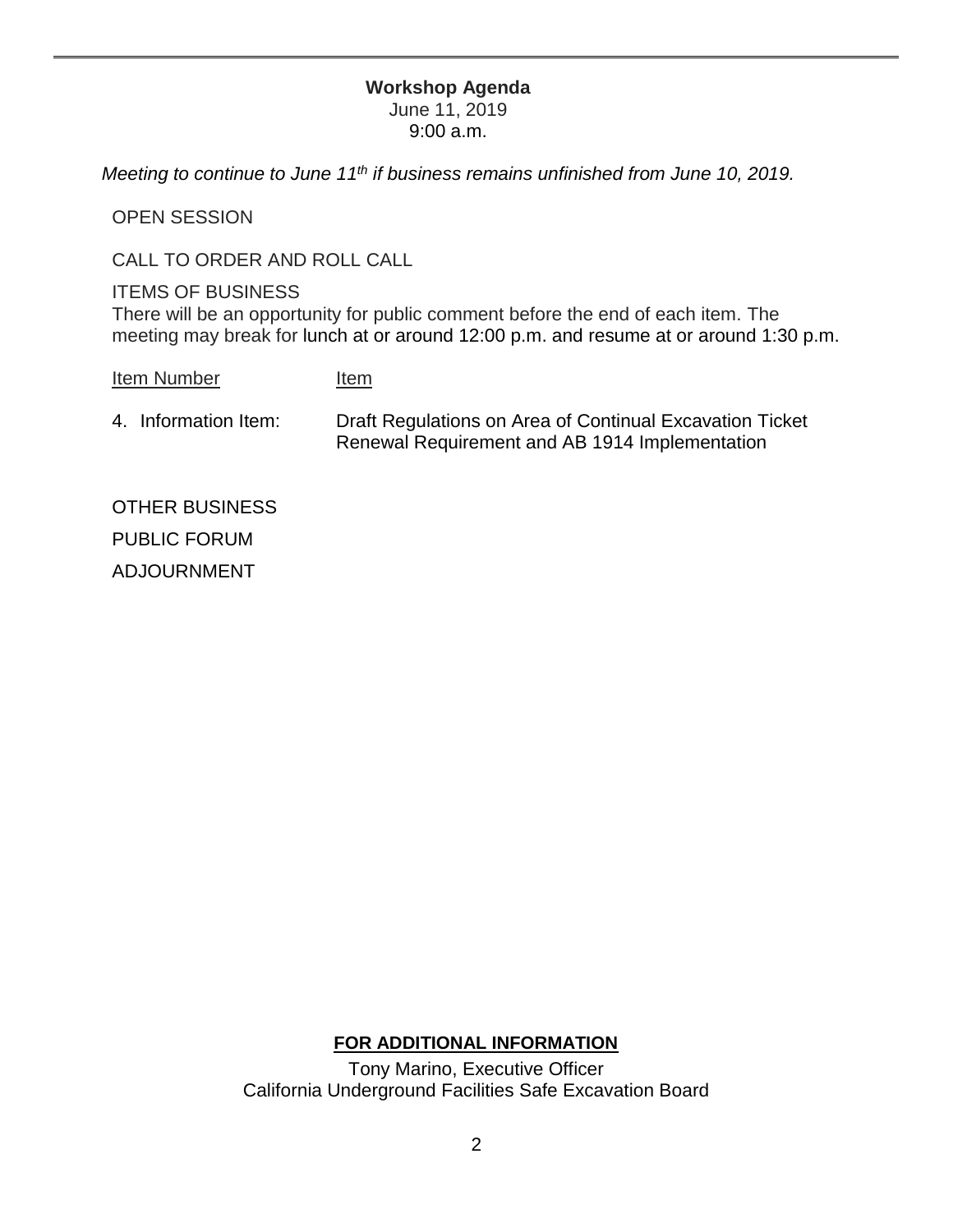**Workshop Agenda**
June 11, 2019
9:00 a.m.

*Meeting to continue to June 11th if business remains unfinished from June 10, 2019.*

OPEN SESSION

CALL TO ORDER AND ROLL CALL

ITEMS OF BUSINESS

There will be an opportunity for public comment before the end of each item. The meeting may break for lunch at or around 12:00 p.m. and resume at or around 1:30 p.m.

| Item Number | Item |
| --- | --- |
| 4. Information Item: | Draft Regulations on Area of Continual Excavation Ticket Renewal Requirement and AB 1914 Implementation |

OTHER BUSINESS

PUBLIC FORUM

ADJOURNMENT

**FOR ADDITIONAL INFORMATION**

Tony Marino, Executive Officer
California Underground Facilities Safe Excavation Board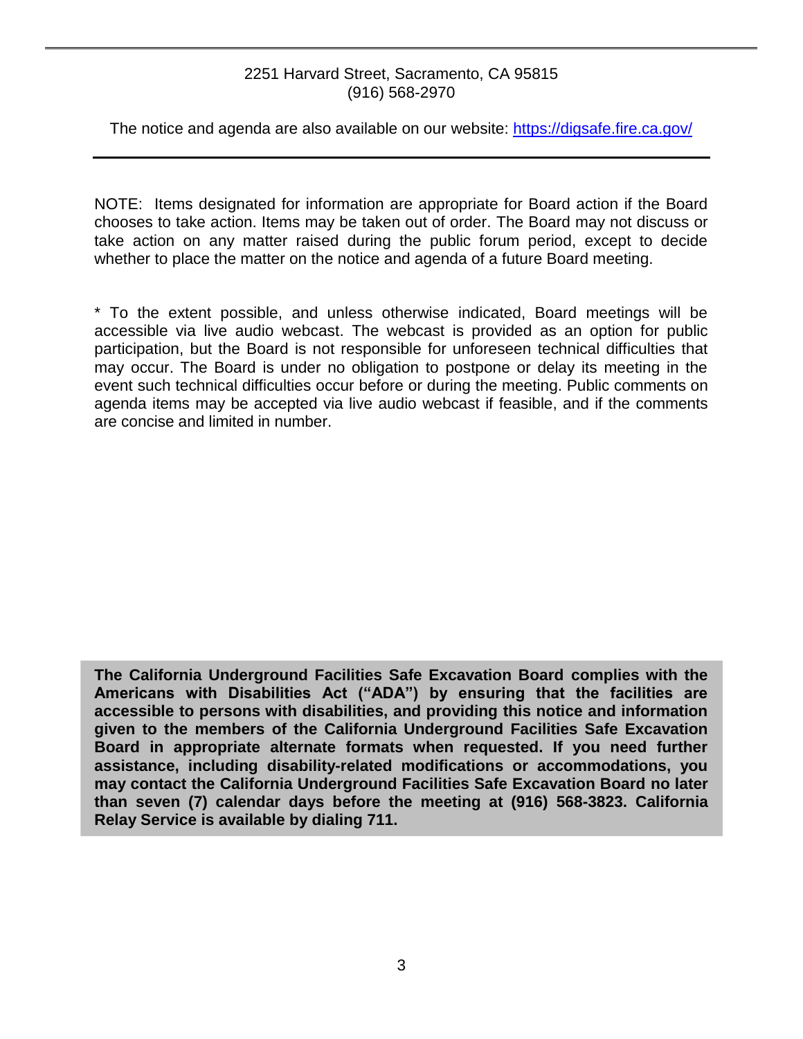2251 Harvard Street, Sacramento, CA 95815
(916) 568-2970

The notice and agenda are also available on our website: [https://digsafe.fire.ca.gov/](https://digsafe.fire.ca.gov/)

---

NOTE: Items designated for information are appropriate for Board action if the Board chooses to take action. Items may be taken out of order. The Board may not discuss or take action on any matter raised during the public forum period, except to decide whether to place the matter on the notice and agenda of a future Board meeting.

* To the extent possible, and unless otherwise indicated, Board meetings will be accessible via live audio webcast. The webcast is provided as an option for public participation, but the Board is not responsible for unforeseen technical difficulties that may occur. The Board is under no obligation to postpone or delay its meeting in the event such technical difficulties occur before or during the meeting. Public comments on agenda items may be accepted via live audio webcast if feasible, and if the comments are concise and limited in number.

**The California Underground Facilities Safe Excavation Board complies with the Americans with Disabilities Act ("ADA") by ensuring that the facilities are accessible to persons with disabilities, and providing this notice and information given to the members of the California Underground Facilities Safe Excavation Board in appropriate alternate formats when requested. If you need further assistance, including disability-related modifications or accommodations, you may contact the California Underground Facilities Safe Excavation Board no later than seven (7) calendar days before the meeting at (916) 568-3823. California Relay Service is available by dialing 711.**